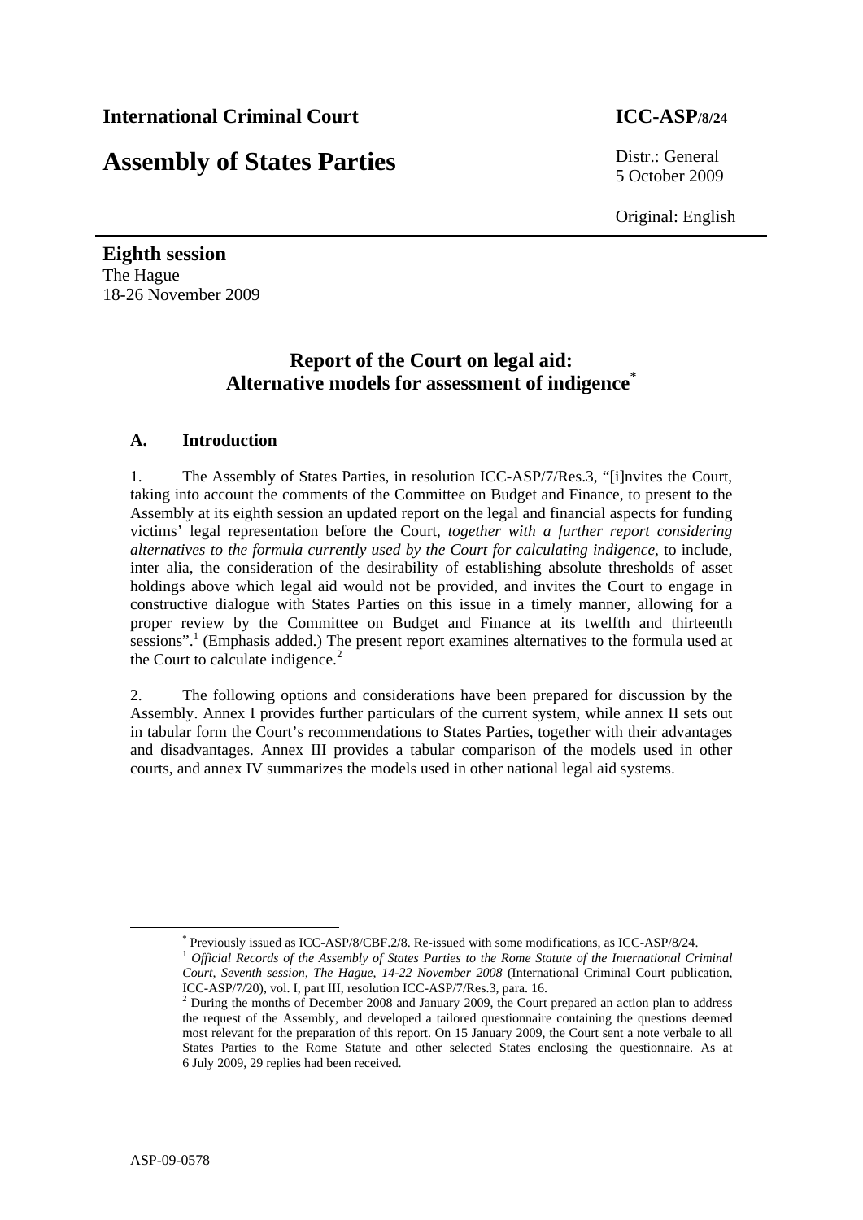**International Criminal Court** **ICC-ASP/8/24**

# Assembly of States Parties

Distr.: General
5 October 2009

Original: English

**Eighth session**
The Hague
18-26 November 2009

## Report of the Court on legal aid: Alternative models for assessment of indigence[*]

### A. Introduction

1. The Assembly of States Parties, in resolution ICC-ASP/7/Res.3, "[i]nvites the Court, taking into account the comments of the Committee on Budget and Finance, to present to the Assembly at its eighth session an updated report on the legal and financial aspects for funding victims' legal representation before the Court, *together with a further report considering alternatives to the formula currently used by the Court for calculating indigence*, to include, inter alia, the consideration of the desirability of establishing absolute thresholds of asset holdings above which legal aid would not be provided, and invites the Court to engage in constructive dialogue with States Parties on this issue in a timely manner, allowing for a proper review by the Committee on Budget and Finance at its twelfth and thirteenth sessions".[1] (Emphasis added.) The present report examines alternatives to the formula used at the Court to calculate indigence.[2]

2. The following options and considerations have been prepared for discussion by the Assembly. Annex I provides further particulars of the current system, while annex II sets out in tabular form the Court's recommendations to States Parties, together with their advantages and disadvantages. Annex III provides a tabular comparison of the models used in other courts, and annex IV summarizes the models used in other national legal aid systems.

---

[*] Previously issued as ICC-ASP/8/CBF.2/8. Re-issued with some modifications, as ICC-ASP/8/24.

[1] *Official Records of the Assembly of States Parties to the Rome Statute of the International Criminal Court, Seventh session, The Hague, 14-22 November 2008* (International Criminal Court publication, ICC-ASP/7/20), vol. I, part III, resolution ICC-ASP/7/Res.3, para. 16.

[2] During the months of December 2008 and January 2009, the Court prepared an action plan to address the request of the Assembly, and developed a tailored questionnaire containing the questions deemed most relevant for the preparation of this report. On 15 January 2009, the Court sent a note verbale to all States Parties to the Rome Statute and other selected States enclosing the questionnaire. As at 6 July 2009, 29 replies had been received.

ASP-09-0578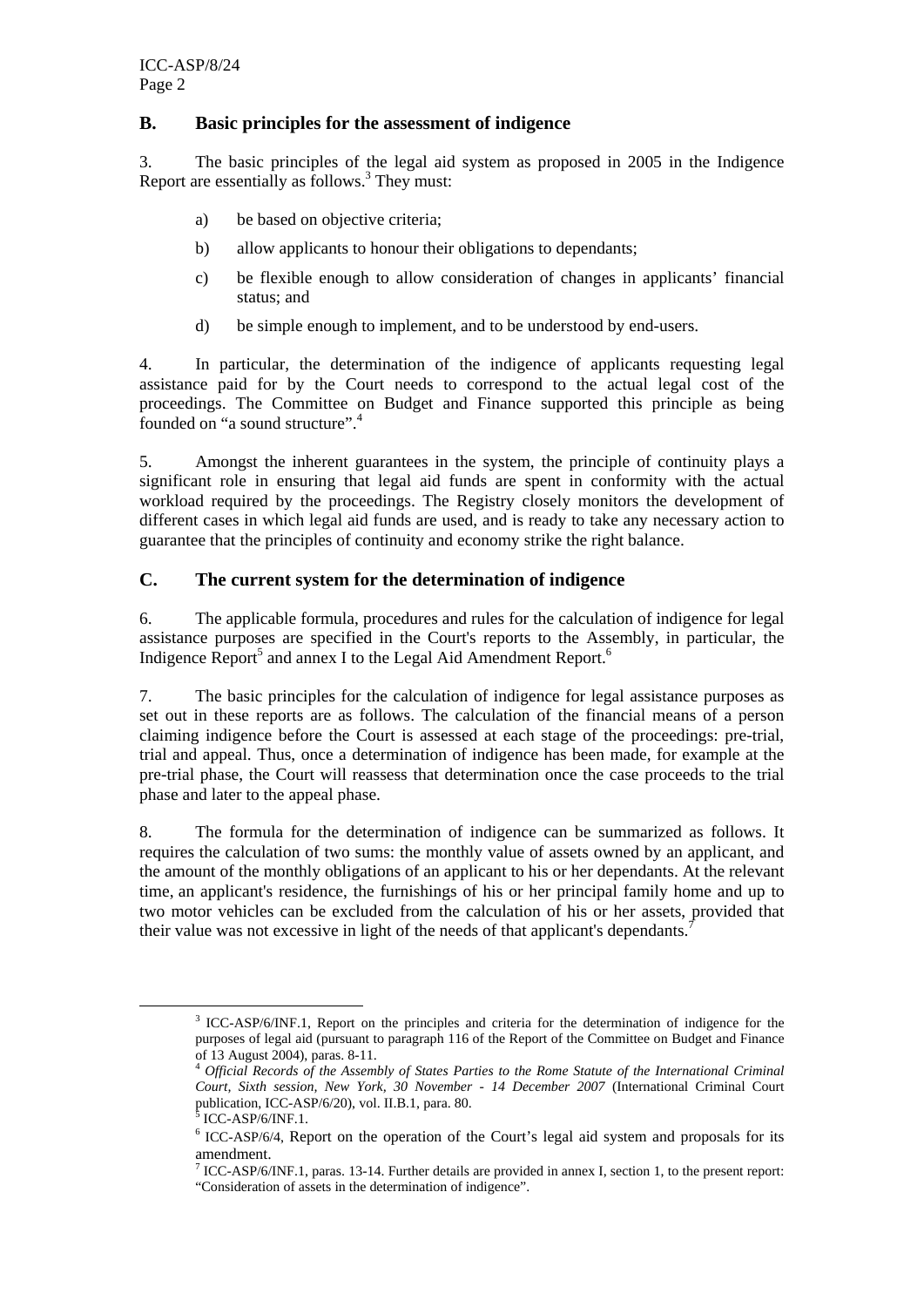## B. Basic principles for the assessment of indigence

3. The basic principles of the legal aid system as proposed in 2005 in the Indigence Report are essentially as follows.[3] They must:

a) be based on objective criteria;

b) allow applicants to honour their obligations to dependants;

c) be flexible enough to allow consideration of changes in applicants' financial status; and

d) be simple enough to implement, and to be understood by end-users.

4. In particular, the determination of the indigence of applicants requesting legal assistance paid for by the Court needs to correspond to the actual legal cost of the proceedings. The Committee on Budget and Finance supported this principle as being founded on "a sound structure".[4]

5. Amongst the inherent guarantees in the system, the principle of continuity plays a significant role in ensuring that legal aid funds are spent in conformity with the actual workload required by the proceedings. The Registry closely monitors the development of different cases in which legal aid funds are used, and is ready to take any necessary action to guarantee that the principles of continuity and economy strike the right balance.

## C. The current system for the determination of indigence

6. The applicable formula, procedures and rules for the calculation of indigence for legal assistance purposes are specified in the Court's reports to the Assembly, in particular, the Indigence Report[5] and annex I to the Legal Aid Amendment Report.[6]

7. The basic principles for the calculation of indigence for legal assistance purposes as set out in these reports are as follows. The calculation of the financial means of a person claiming indigence before the Court is assessed at each stage of the proceedings: pre-trial, trial and appeal. Thus, once a determination of indigence has been made, for example at the pre-trial phase, the Court will reassess that determination once the case proceeds to the trial phase and later to the appeal phase.

8. The formula for the determination of indigence can be summarized as follows. It requires the calculation of two sums: the monthly value of assets owned by an applicant, and the amount of the monthly obligations of an applicant to his or her dependants. At the relevant time, an applicant's residence, the furnishings of his or her principal family home and up to two motor vehicles can be excluded from the calculation of his or her assets, provided that their value was not excessive in light of the needs of that applicant's dependants.[7]

---

[3] ICC-ASP/6/INF.1, Report on the principles and criteria for the determination of indigence for the purposes of legal aid (pursuant to paragraph 116 of the Report of the Committee on Budget and Finance of 13 August 2004), paras. 8-11.

[4] *Official Records of the Assembly of States Parties to the Rome Statute of the International Criminal Court, Sixth session, New York, 30 November - 14 December 2007* (International Criminal Court publication, ICC-ASP/6/20), vol. II.B.1, para. 80.

[5] ICC-ASP/6/INF.1.

[6] ICC-ASP/6/4, Report on the operation of the Court's legal aid system and proposals for its amendment.

[7] ICC-ASP/6/INF.1, paras. 13-14. Further details are provided in annex I, section 1, to the present report: "Consideration of assets in the determination of indigence".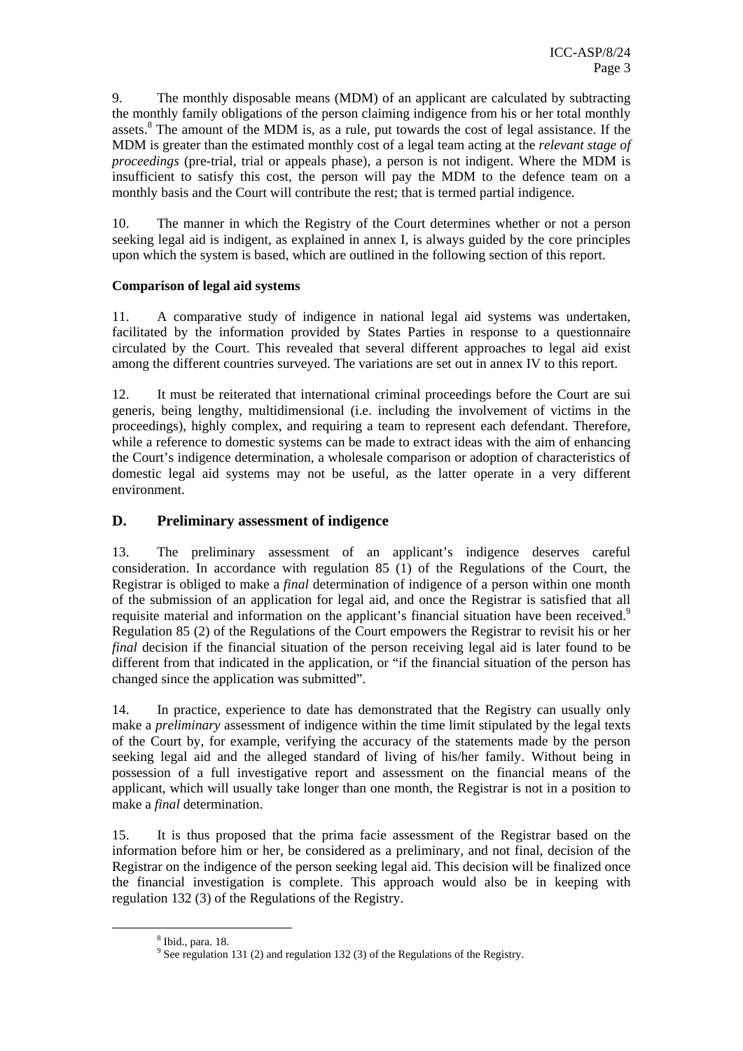9. The monthly disposable means (MDM) of an applicant are calculated by subtracting the monthly family obligations of the person claiming indigence from his or her total monthly assets.[8] The amount of the MDM is, as a rule, put towards the cost of legal assistance. If the MDM is greater than the estimated monthly cost of a legal team acting at the *relevant stage of proceedings* (pre-trial, trial or appeals phase), a person is not indigent. Where the MDM is insufficient to satisfy this cost, the person will pay the MDM to the defence team on a monthly basis and the Court will contribute the rest; that is termed partial indigence.

10. The manner in which the Registry of the Court determines whether or not a person seeking legal aid is indigent, as explained in annex I, is always guided by the core principles upon which the system is based, which are outlined in the following section of this report.

**Comparison of legal aid systems**

11. A comparative study of indigence in national legal aid systems was undertaken, facilitated by the information provided by States Parties in response to a questionnaire circulated by the Court. This revealed that several different approaches to legal aid exist among the different countries surveyed. The variations are set out in annex IV to this report.

12. It must be reiterated that international criminal proceedings before the Court are sui generis, being lengthy, multidimensional (i.e. including the involvement of victims in the proceedings), highly complex, and requiring a team to represent each defendant. Therefore, while a reference to domestic systems can be made to extract ideas with the aim of enhancing the Court's indigence determination, a wholesale comparison or adoption of characteristics of domestic legal aid systems may not be useful, as the latter operate in a very different environment.

## D. Preliminary assessment of indigence

13. The preliminary assessment of an applicant's indigence deserves careful consideration. In accordance with regulation 85 (1) of the Regulations of the Court, the Registrar is obliged to make a *final* determination of indigence of a person within one month of the submission of an application for legal aid, and once the Registrar is satisfied that all requisite material and information on the applicant's financial situation have been received.[9] Regulation 85 (2) of the Regulations of the Court empowers the Registrar to revisit his or her *final* decision if the financial situation of the person receiving legal aid is later found to be different from that indicated in the application, or "if the financial situation of the person has changed since the application was submitted".

14. In practice, experience to date has demonstrated that the Registry can usually only make a *preliminary* assessment of indigence within the time limit stipulated by the legal texts of the Court by, for example, verifying the accuracy of the statements made by the person seeking legal aid and the alleged standard of living of his/her family. Without being in possession of a full investigative report and assessment on the financial means of the applicant, which will usually take longer than one month, the Registrar is not in a position to make a *final* determination.

15. It is thus proposed that the prima facie assessment of the Registrar based on the information before him or her, be considered as a preliminary, and not final, decision of the Registrar on the indigence of the person seeking legal aid. This decision will be finalized once the financial investigation is complete. This approach would also be in keeping with regulation 132 (3) of the Regulations of the Registry.

---

[8] Ibid., para. 18.

[9] See regulation 131 (2) and regulation 132 (3) of the Regulations of the Registry.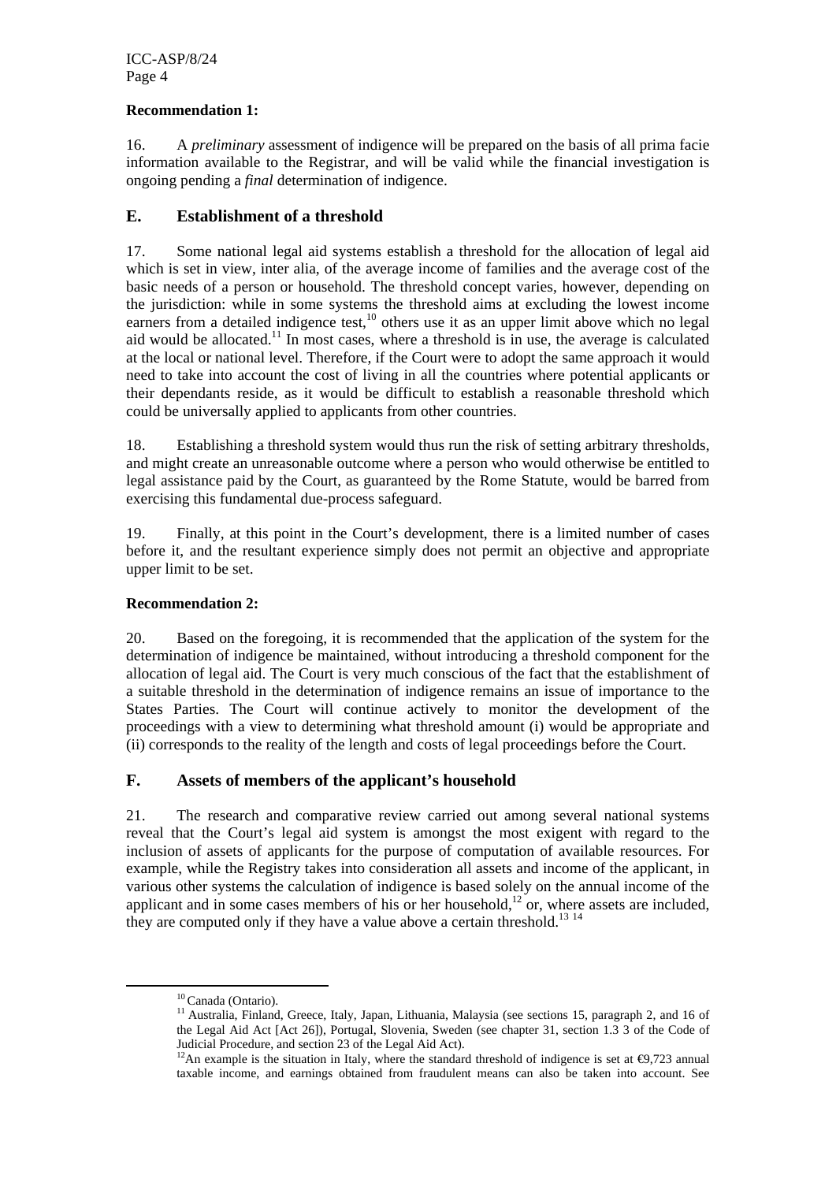**Recommendation 1:**

16. A *preliminary* assessment of indigence will be prepared on the basis of all prima facie information available to the Registrar, and will be valid while the financial investigation is ongoing pending a *final* determination of indigence.

## E. Establishment of a threshold

17. Some national legal aid systems establish a threshold for the allocation of legal aid which is set in view, inter alia, of the average income of families and the average cost of the basic needs of a person or household. The threshold concept varies, however, depending on the jurisdiction: while in some systems the threshold aims at excluding the lowest income earners from a detailed indigence test,[10] others use it as an upper limit above which no legal aid would be allocated.[11] In most cases, where a threshold is in use, the average is calculated at the local or national level. Therefore, if the Court were to adopt the same approach it would need to take into account the cost of living in all the countries where potential applicants or their dependants reside, as it would be difficult to establish a reasonable threshold which could be universally applied to applicants from other countries.

18. Establishing a threshold system would thus run the risk of setting arbitrary thresholds, and might create an unreasonable outcome where a person who would otherwise be entitled to legal assistance paid by the Court, as guaranteed by the Rome Statute, would be barred from exercising this fundamental due-process safeguard.

19. Finally, at this point in the Court's development, there is a limited number of cases before it, and the resultant experience simply does not permit an objective and appropriate upper limit to be set.

**Recommendation 2:**

20. Based on the foregoing, it is recommended that the application of the system for the determination of indigence be maintained, without introducing a threshold component for the allocation of legal aid. The Court is very much conscious of the fact that the establishment of a suitable threshold in the determination of indigence remains an issue of importance to the States Parties. The Court will continue actively to monitor the development of the proceedings with a view to determining what threshold amount (i) would be appropriate and (ii) corresponds to the reality of the length and costs of legal proceedings before the Court.

## F. Assets of members of the applicant's household

21. The research and comparative review carried out among several national systems reveal that the Court's legal aid system is amongst the most exigent with regard to the inclusion of assets of applicants for the purpose of computation of available resources. For example, while the Registry takes into consideration all assets and income of the applicant, in various other systems the calculation of indigence is based solely on the annual income of the applicant and in some cases members of his or her household,[12] or, where assets are included, they are computed only if they have a value above a certain threshold.[13] [14]

---

[10] Canada (Ontario).

[11] Australia, Finland, Greece, Italy, Japan, Lithuania, Malaysia (see sections 15, paragraph 2, and 16 of the Legal Aid Act [Act 26]), Portugal, Slovenia, Sweden (see chapter 31, section 1.3 3 of the Code of Judicial Procedure, and section 23 of the Legal Aid Act).

[12] An example is the situation in Italy, where the standard threshold of indigence is set at €9,723 annual taxable income, and earnings obtained from fraudulent means can also be taken into account. See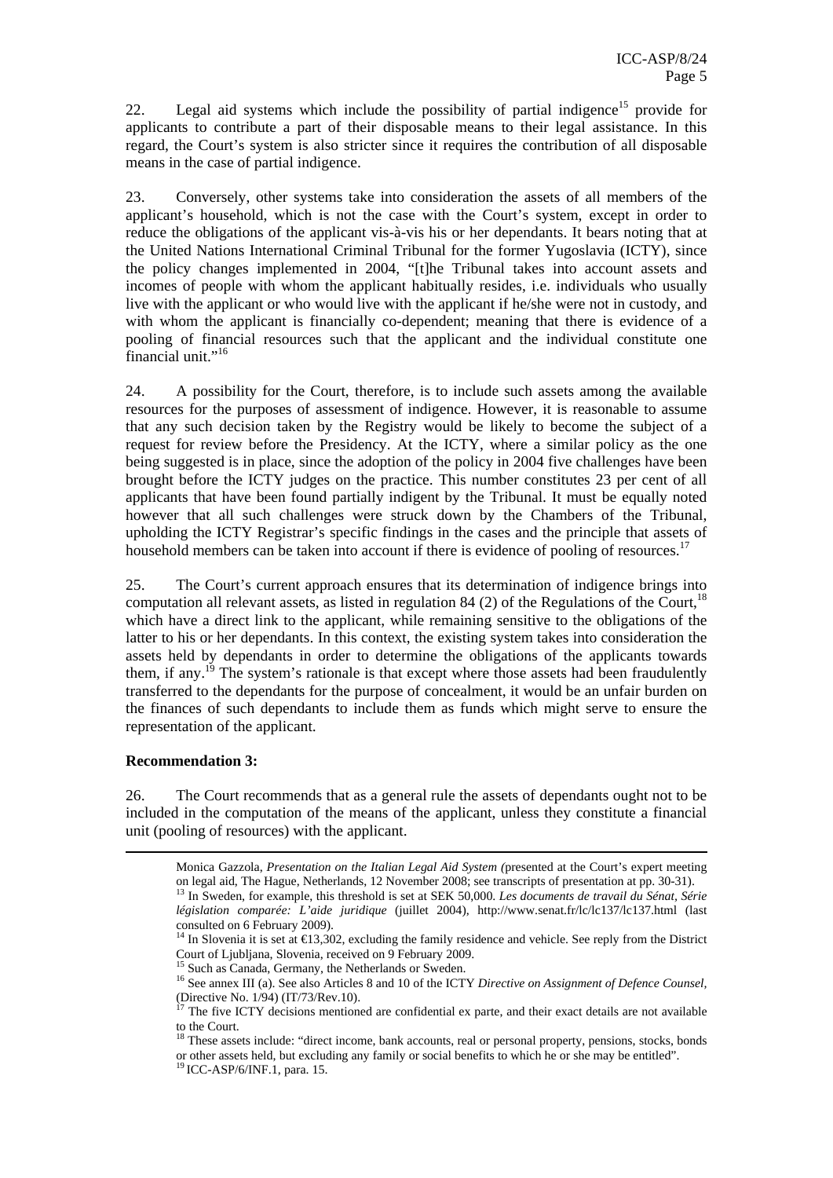22. Legal aid systems which include the possibility of partial indigence[15] provide for applicants to contribute a part of their disposable means to their legal assistance. In this regard, the Court's system is also stricter since it requires the contribution of all disposable means in the case of partial indigence.

23. Conversely, other systems take into consideration the assets of all members of the applicant's household, which is not the case with the Court's system, except in order to reduce the obligations of the applicant vis-à-vis his or her dependants. It bears noting that at the United Nations International Criminal Tribunal for the former Yugoslavia (ICTY), since the policy changes implemented in 2004, "[t]he Tribunal takes into account assets and incomes of people with whom the applicant habitually resides, i.e. individuals who usually live with the applicant or who would live with the applicant if he/she were not in custody, and with whom the applicant is financially co-dependent; meaning that there is evidence of a pooling of financial resources such that the applicant and the individual constitute one financial unit."[16]

24. A possibility for the Court, therefore, is to include such assets among the available resources for the purposes of assessment of indigence. However, it is reasonable to assume that any such decision taken by the Registry would be likely to become the subject of a request for review before the Presidency. At the ICTY, where a similar policy as the one being suggested is in place, since the adoption of the policy in 2004 five challenges have been brought before the ICTY judges on the practice. This number constitutes 23 per cent of all applicants that have been found partially indigent by the Tribunal. It must be equally noted however that all such challenges were struck down by the Chambers of the Tribunal, upholding the ICTY Registrar's specific findings in the cases and the principle that assets of household members can be taken into account if there is evidence of pooling of resources.[17]

25. The Court's current approach ensures that its determination of indigence brings into computation all relevant assets, as listed in regulation 84 (2) of the Regulations of the Court,[18] which have a direct link to the applicant, while remaining sensitive to the obligations of the latter to his or her dependants. In this context, the existing system takes into consideration the assets held by dependants in order to determine the obligations of the applicants towards them, if any.[19] The system's rationale is that except where those assets had been fraudulently transferred to the dependants for the purpose of concealment, it would be an unfair burden on the finances of such dependants to include them as funds which might serve to ensure the representation of the applicant.

**Recommendation 3:**

26. The Court recommends that as a general rule the assets of dependants ought not to be included in the computation of the means of the applicant, unless they constitute a financial unit (pooling of resources) with the applicant.

---

Monica Gazzola, *Presentation on the Italian Legal Aid System (*presented at the Court's expert meeting on legal aid, The Hague, Netherlands, 12 November 2008; see transcripts of presentation at pp. 30-31).

[13] In Sweden, for example, this threshold is set at SEK 50,000. *Les documents de travail du Sénat, Série législation comparée: L'aide juridique* (juillet 2004), http://www.senat.fr/lc/lc137/lc137.html (last consulted on 6 February 2009).

[14] In Slovenia it is set at €13,302, excluding the family residence and vehicle. See reply from the District Court of Ljubljana, Slovenia, received on 9 February 2009.

[15] Such as Canada, Germany, the Netherlands or Sweden.

[16] See annex III (a). See also Articles 8 and 10 of the ICTY *Directive on Assignment of Defence Counsel*, (Directive No. 1/94) (IT/73/Rev.10).

[17] The five ICTY decisions mentioned are confidential ex parte, and their exact details are not available to the Court.

[18] These assets include: "direct income, bank accounts, real or personal property, pensions, stocks, bonds or other assets held, but excluding any family or social benefits to which he or she may be entitled".

[19] ICC-ASP/6/INF.1, para. 15.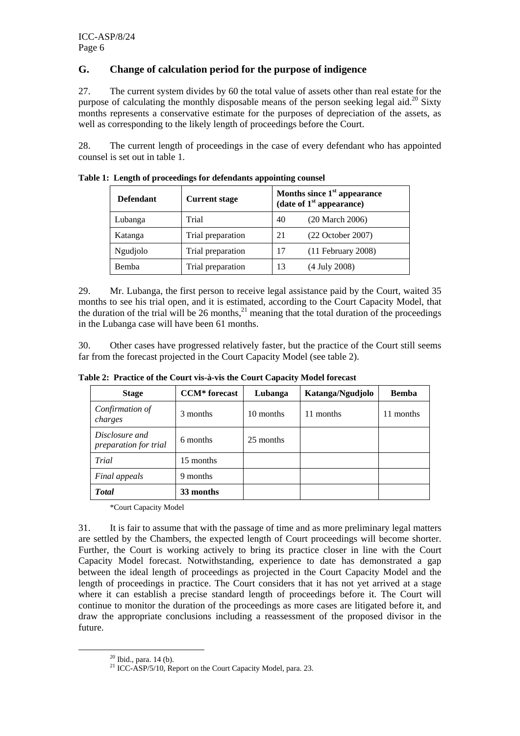## G. Change of calculation period for the purpose of indigence

27. The current system divides by 60 the total value of assets other than real estate for the purpose of calculating the monthly disposable means of the person seeking legal aid.[20] Sixty months represents a conservative estimate for the purposes of depreciation of the assets, as well as corresponding to the likely length of proceedings before the Court.

28. The current length of proceedings in the case of every defendant who has appointed counsel is set out in table 1.

**Table 1: Length of proceedings for defendants appointing counsel**

| Defendant | Current stage | Months since 1st appearance (date of 1st appearance) | |
|---|---|---|---|
| Lubanga | Trial | 40 | (20 March 2006) |
| Katanga | Trial preparation | 21 | (22 October 2007) |
| Ngudjolo | Trial preparation | 17 | (11 February 2008) |
| Bemba | Trial preparation | 13 | (4 July 2008) |

29. Mr. Lubanga, the first person to receive legal assistance paid by the Court, waited 35 months to see his trial open, and it is estimated, according to the Court Capacity Model, that the duration of the trial will be 26 months,[21] meaning that the total duration of the proceedings in the Lubanga case will have been 61 months.

30. Other cases have progressed relatively faster, but the practice of the Court still seems far from the forecast projected in the Court Capacity Model (see table 2).

**Table 2: Practice of the Court vis-à-vis the Court Capacity Model forecast**

| Stage | CCM* forecast | Lubanga | Katanga/Ngudjolo | Bemba |
|---|---|---|---|---|
| *Confirmation of charges* | 3 months | 10 months | 11 months | 11 months |
| *Disclosure and preparation for trial* | 6 months | 25 months | | |
| *Trial* | 15 months | | | |
| *Final appeals* | 9 months | | | |
| ***Total*** | **33 months** | | | |

\*Court Capacity Model

31. It is fair to assume that with the passage of time and as more preliminary legal matters are settled by the Chambers, the expected length of Court proceedings will become shorter. Further, the Court is working actively to bring its practice closer in line with the Court Capacity Model forecast. Notwithstanding, experience to date has demonstrated a gap between the ideal length of proceedings as projected in the Court Capacity Model and the length of proceedings in practice. The Court considers that it has not yet arrived at a stage where it can establish a precise standard length of proceedings before it. The Court will continue to monitor the duration of the proceedings as more cases are litigated before it, and draw the appropriate conclusions including a reassessment of the proposed divisor in the future.

[20] Ibid., para. 14 (b).

[21] ICC-ASP/5/10, Report on the Court Capacity Model, para. 23.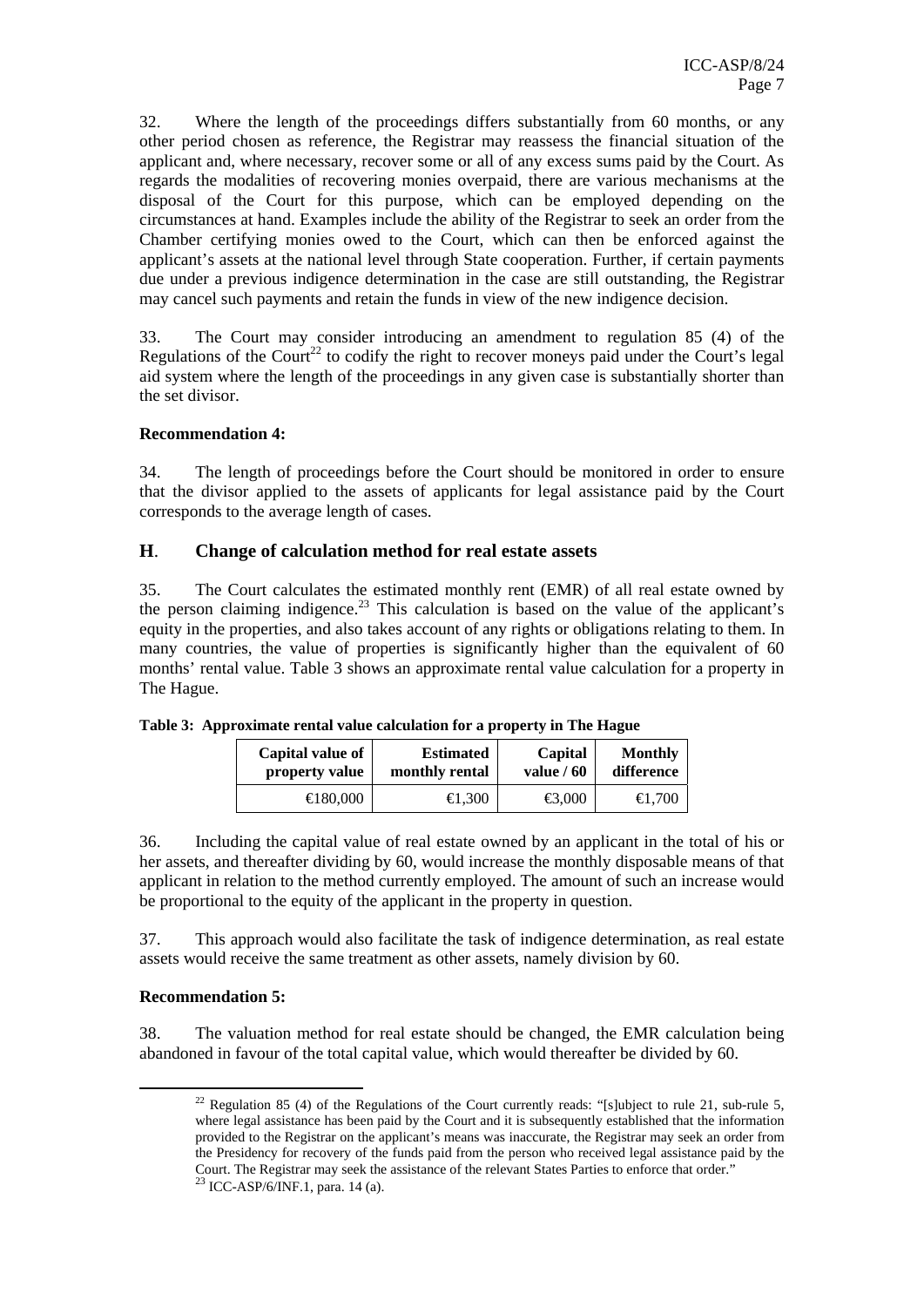32. Where the length of the proceedings differs substantially from 60 months, or any other period chosen as reference, the Registrar may reassess the financial situation of the applicant and, where necessary, recover some or all of any excess sums paid by the Court. As regards the modalities of recovering monies overpaid, there are various mechanisms at the disposal of the Court for this purpose, which can be employed depending on the circumstances at hand. Examples include the ability of the Registrar to seek an order from the Chamber certifying monies owed to the Court, which can then be enforced against the applicant's assets at the national level through State cooperation. Further, if certain payments due under a previous indigence determination in the case are still outstanding, the Registrar may cancel such payments and retain the funds in view of the new indigence decision.

33. The Court may consider introducing an amendment to regulation 85 (4) of the Regulations of the Court[22] to codify the right to recover moneys paid under the Court's legal aid system where the length of the proceedings in any given case is substantially shorter than the set divisor.

**Recommendation 4:**

34. The length of proceedings before the Court should be monitored in order to ensure that the divisor applied to the assets of applicants for legal assistance paid by the Court corresponds to the average length of cases.

## H. Change of calculation method for real estate assets

35. The Court calculates the estimated monthly rent (EMR) of all real estate owned by the person claiming indigence.[23] This calculation is based on the value of the applicant's equity in the properties, and also takes account of any rights or obligations relating to them. In many countries, the value of properties is significantly higher than the equivalent of 60 months' rental value. Table 3 shows an approximate rental value calculation for a property in The Hague.

**Table 3: Approximate rental value calculation for a property in The Hague**

| Capital value of property value | Estimated monthly rental | Capital value / 60 | Monthly difference |
|---|---|---|---|
| €180,000 | €1,300 | €3,000 | €1,700 |

36. Including the capital value of real estate owned by an applicant in the total of his or her assets, and thereafter dividing by 60, would increase the monthly disposable means of that applicant in relation to the method currently employed. The amount of such an increase would be proportional to the equity of the applicant in the property in question.

37. This approach would also facilitate the task of indigence determination, as real estate assets would receive the same treatment as other assets, namely division by 60.

**Recommendation 5:**

38. The valuation method for real estate should be changed, the EMR calculation being abandoned in favour of the total capital value, which would thereafter be divided by 60.

---

[22] Regulation 85 (4) of the Regulations of the Court currently reads: "[s]ubject to rule 21, sub-rule 5, where legal assistance has been paid by the Court and it is subsequently established that the information provided to the Registrar on the applicant's means was inaccurate, the Registrar may seek an order from the Presidency for recovery of the funds paid from the person who received legal assistance paid by the Court. The Registrar may seek the assistance of the relevant States Parties to enforce that order."

[23] ICC-ASP/6/INF.1, para. 14 (a).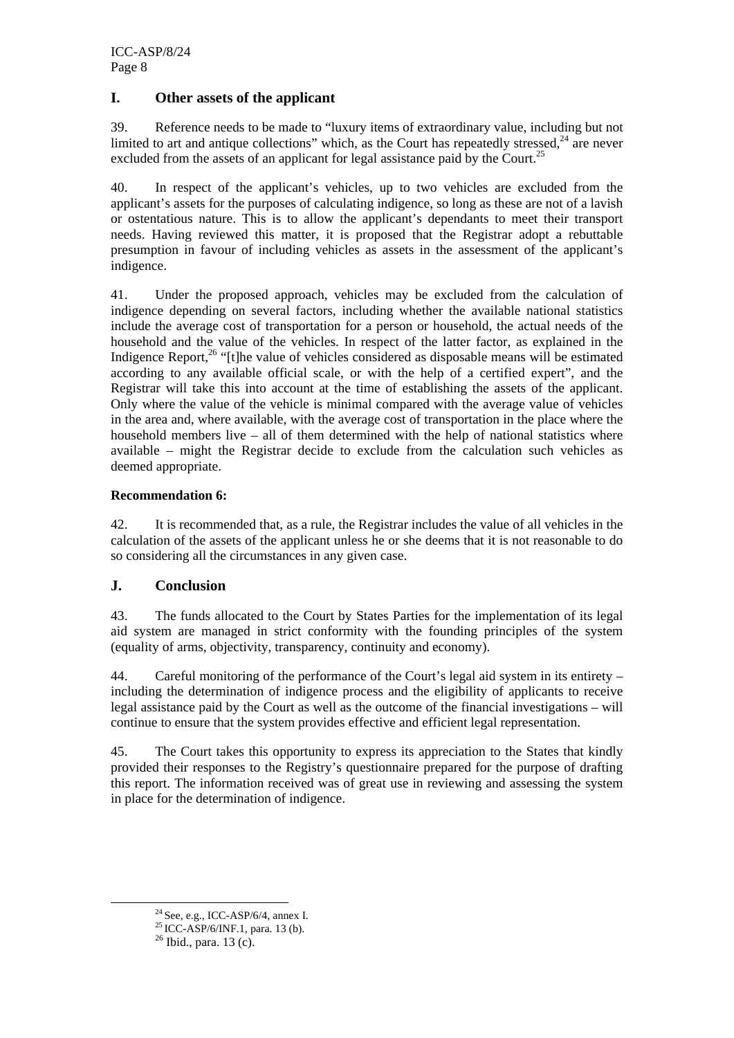## I. Other assets of the applicant

39. Reference needs to be made to "luxury items of extraordinary value, including but not limited to art and antique collections" which, as the Court has repeatedly stressed,[24] are never excluded from the assets of an applicant for legal assistance paid by the Court.[25]

40. In respect of the applicant's vehicles, up to two vehicles are excluded from the applicant's assets for the purposes of calculating indigence, so long as these are not of a lavish or ostentatious nature. This is to allow the applicant's dependants to meet their transport needs. Having reviewed this matter, it is proposed that the Registrar adopt a rebuttable presumption in favour of including vehicles as assets in the assessment of the applicant's indigence.

41. Under the proposed approach, vehicles may be excluded from the calculation of indigence depending on several factors, including whether the available national statistics include the average cost of transportation for a person or household, the actual needs of the household and the value of the vehicles. In respect of the latter factor, as explained in the Indigence Report,[26] "[t]he value of vehicles considered as disposable means will be estimated according to any available official scale, or with the help of a certified expert", and the Registrar will take this into account at the time of establishing the assets of the applicant. Only where the value of the vehicle is minimal compared with the average value of vehicles in the area and, where available, with the average cost of transportation in the place where the household members live – all of them determined with the help of national statistics where available – might the Registrar decide to exclude from the calculation such vehicles as deemed appropriate.

**Recommendation 6:**

42. It is recommended that, as a rule, the Registrar includes the value of all vehicles in the calculation of the assets of the applicant unless he or she deems that it is not reasonable to do so considering all the circumstances in any given case.

## J. Conclusion

43. The funds allocated to the Court by States Parties for the implementation of its legal aid system are managed in strict conformity with the founding principles of the system (equality of arms, objectivity, transparency, continuity and economy).

44. Careful monitoring of the performance of the Court's legal aid system in its entirety – including the determination of indigence process and the eligibility of applicants to receive legal assistance paid by the Court as well as the outcome of the financial investigations – will continue to ensure that the system provides effective and efficient legal representation.

45. The Court takes this opportunity to express its appreciation to the States that kindly provided their responses to the Registry's questionnaire prepared for the purpose of drafting this report. The information received was of great use in reviewing and assessing the system in place for the determination of indigence.

---

[24] See, e.g., ICC-ASP/6/4, annex I.

[25] ICC-ASP/6/INF.1, para. 13 (b).

[26] Ibid., para. 13 (c).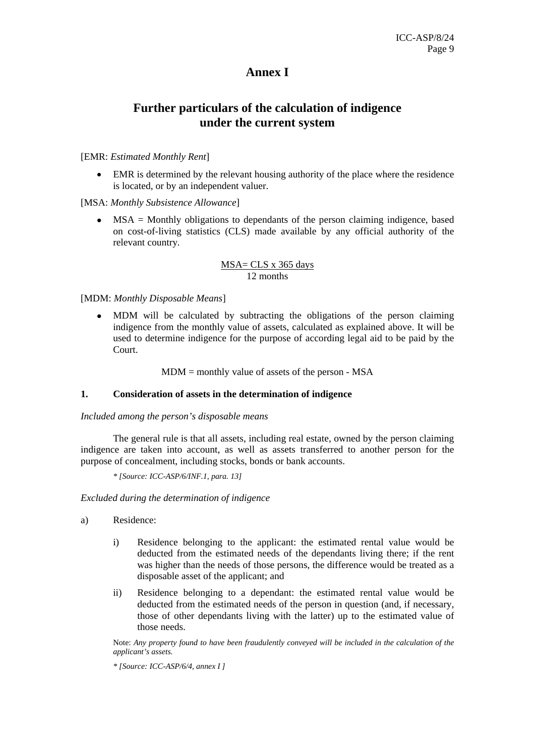# Annex I

## Further particulars of the calculation of indigence under the current system

[EMR: *Estimated Monthly Rent*]

- EMR is determined by the relevant housing authority of the place where the residence is located, or by an independent valuer.

[MSA: *Monthly Subsistence Allowance*]

- MSA = Monthly obligations to dependants of the person claiming indigence, based on cost-of-living statistics (CLS) made available by any official authority of the relevant country.

$$MSA = \frac{CLS \times 365 \text{ days}}{12 \text{ months}}$$

[MDM: *Monthly Disposable Means*]

- MDM will be calculated by subtracting the obligations of the person claiming indigence from the monthly value of assets, calculated as explained above. It will be used to determine indigence for the purpose of according legal aid to be paid by the Court.

MDM = monthly value of assets of the person - MSA

### 1. Consideration of assets in the determination of indigence

*Included among the person's disposable means*

The general rule is that all assets, including real estate, owned by the person claiming indigence are taken into account, as well as assets transferred to another person for the purpose of concealment, including stocks, bonds or bank accounts.

*\* [Source: ICC-ASP/6/INF.1, para. 13]*

*Excluded during the determination of indigence*

a) Residence:

i) Residence belonging to the applicant: the estimated rental value would be deducted from the estimated needs of the dependants living there; if the rent was higher than the needs of those persons, the difference would be treated as a disposable asset of the applicant; and

ii) Residence belonging to a dependant: the estimated rental value would be deducted from the estimated needs of the person in question (and, if necessary, those of other dependants living with the latter) up to the estimated value of those needs.

Note: *Any property found to have been fraudulently conveyed will be included in the calculation of the applicant's assets.*

*\* [Source: ICC-ASP/6/4, annex I ]*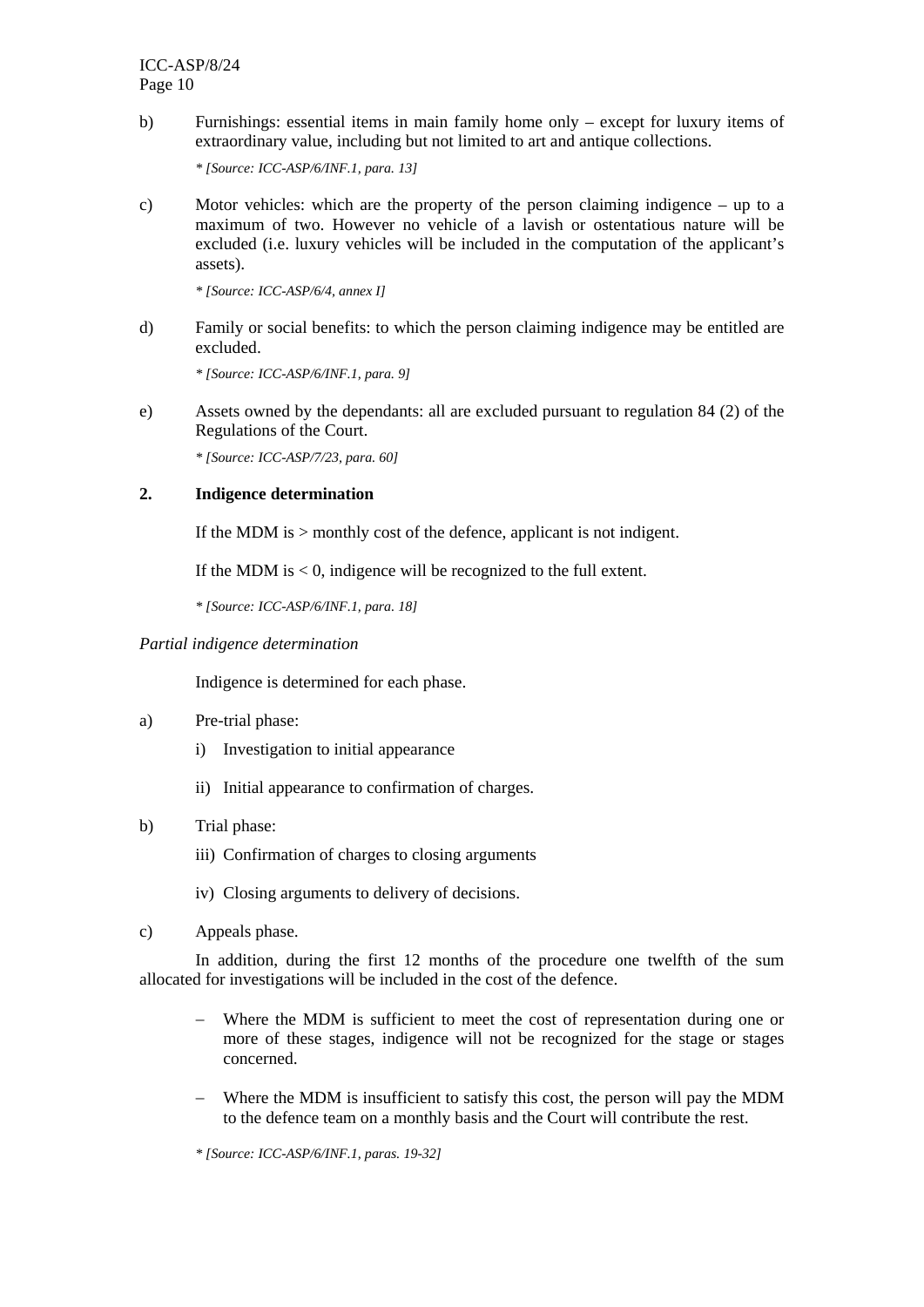b) Furnishings: essential items in main family home only – except for luxury items of extraordinary value, including but not limited to art and antique collections.

*\* [Source: ICC-ASP/6/INF.1, para. 13]*

c) Motor vehicles: which are the property of the person claiming indigence – up to a maximum of two. However no vehicle of a lavish or ostentatious nature will be excluded (i.e. luxury vehicles will be included in the computation of the applicant's assets).

*\* [Source: ICC-ASP/6/4, annex I]*

d) Family or social benefits: to which the person claiming indigence may be entitled are excluded.

*\* [Source: ICC-ASP/6/INF.1, para. 9]*

e) Assets owned by the dependants: all are excluded pursuant to regulation 84 (2) of the Regulations of the Court.

*\* [Source: ICC-ASP/7/23, para. 60]*

## 2. Indigence determination

If the MDM is > monthly cost of the defence, applicant is not indigent.

If the MDM is < 0, indigence will be recognized to the full extent.

*\* [Source: ICC-ASP/6/INF.1, para. 18]*

*Partial indigence determination*

Indigence is determined for each phase.

a) Pre-trial phase:

  i) Investigation to initial appearance

  ii) Initial appearance to confirmation of charges.

b) Trial phase:

  iii) Confirmation of charges to closing arguments

  iv) Closing arguments to delivery of decisions.

c) Appeals phase.

In addition, during the first 12 months of the procedure one twelfth of the sum allocated for investigations will be included in the cost of the defence.

- Where the MDM is sufficient to meet the cost of representation during one or more of these stages, indigence will not be recognized for the stage or stages concerned.

- Where the MDM is insufficient to satisfy this cost, the person will pay the MDM to the defence team on a monthly basis and the Court will contribute the rest.

*\* [Source: ICC-ASP/6/INF.1, paras. 19-32]*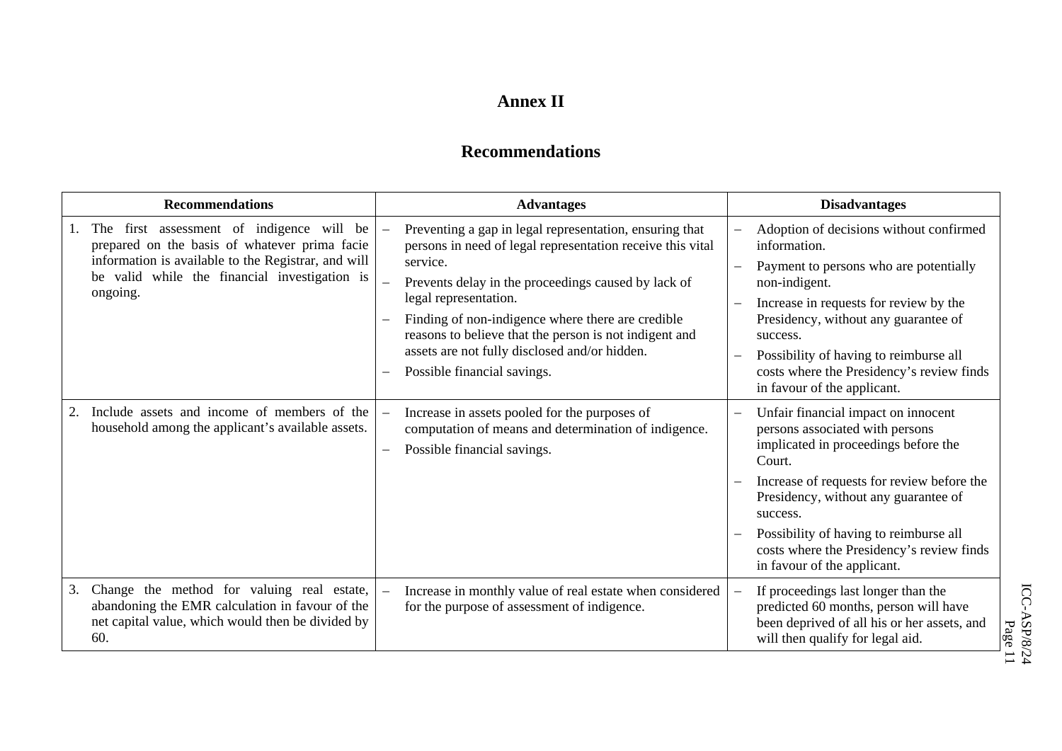# Annex II

## Recommendations

| Recommendations | Advantages | Disadvantages |
|---|---|---|
| 1. The first assessment of indigence will be prepared on the basis of whatever prima facie information is available to the Registrar, and will be valid while the financial investigation is ongoing. | – Preventing a gap in legal representation, ensuring that persons in need of legal representation receive this vital service.<br>– Prevents delay in the proceedings caused by lack of legal representation.<br>– Finding of non-indigence where there are credible reasons to believe that the person is not indigent and assets are not fully disclosed and/or hidden.<br>– Possible financial savings. | – Adoption of decisions without confirmed information.<br>– Payment to persons who are potentially non-indigent.<br>– Increase in requests for review by the Presidency, without any guarantee of success.<br>– Possibility of having to reimburse all costs where the Presidency's review finds in favour of the applicant. |
| 2. Include assets and income of members of the household among the applicant's available assets. | – Increase in assets pooled for the purposes of computation of means and determination of indigence.<br>– Possible financial savings. | – Unfair financial impact on innocent persons associated with persons implicated in proceedings before the Court.<br>– Increase of requests for review before the Presidency, without any guarantee of success.<br>– Possibility of having to reimburse all costs where the Presidency's review finds in favour of the applicant. |
| 3. Change the method for valuing real estate, abandoning the EMR calculation in favour of the net capital value, which would then be divided by 60. | – Increase in monthly value of real estate when considered for the purpose of assessment of indigence. | – If proceedings last longer than the predicted 60 months, person will have been deprived of all his or her assets, and will then qualify for legal aid. |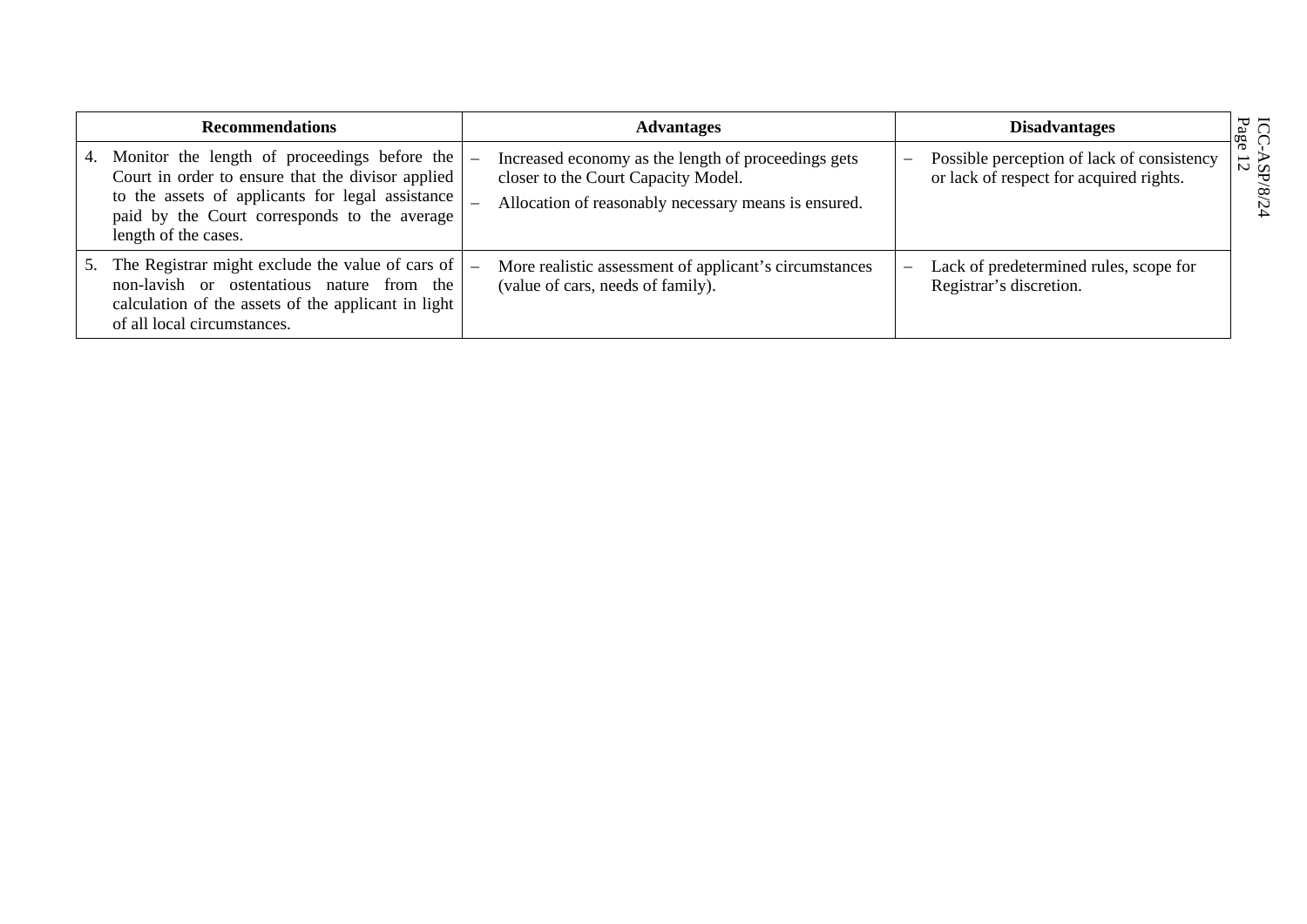| Recommendations | Advantages | Disadvantages |
|---|---|---|
| 4. Monitor the length of proceedings before the Court in order to ensure that the divisor applied to the assets of applicants for legal assistance paid by the Court corresponds to the average length of the cases. | – Increased economy as the length of proceedings gets closer to the Court Capacity Model. – Allocation of reasonably necessary means is ensured. | – Possible perception of lack of consistency or lack of respect for acquired rights. |
| 5. The Registrar might exclude the value of cars of non-lavish or ostentatious nature from the calculation of the assets of the applicant in light of all local circumstances. | – More realistic assessment of applicant's circumstances (value of cars, needs of family). | – Lack of predetermined rules, scope for Registrar's discretion. |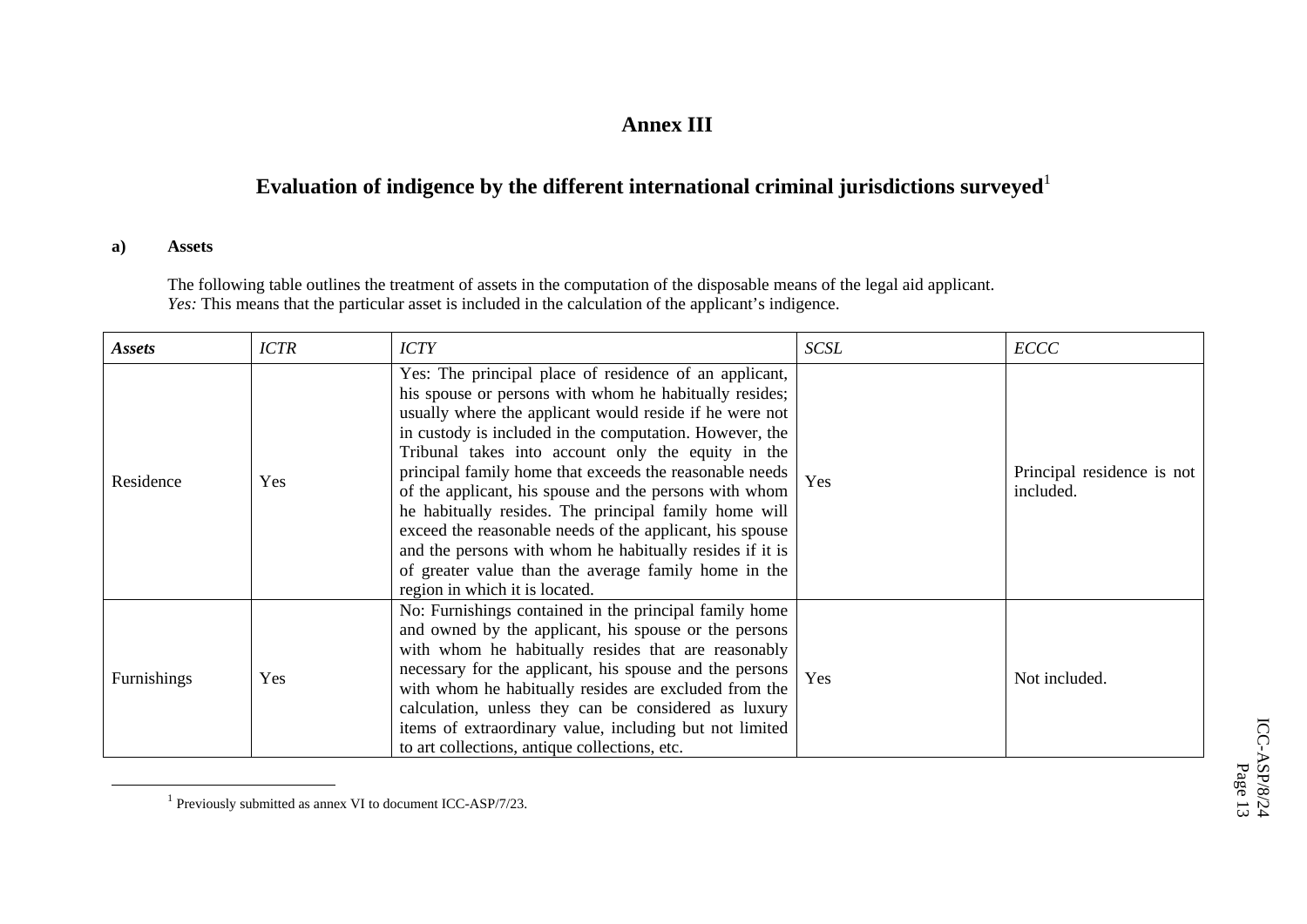# Annex III

## Evaluation of indigence by the different international criminal jurisdictions surveyed[1]

### a) Assets

The following table outlines the treatment of assets in the computation of the disposable means of the legal aid applicant.
*Yes:* This means that the particular asset is included in the calculation of the applicant's indigence.

| *Assets* | *ICTR* | *ICTY* | *SCSL* | *ECCC* |
|---|---|---|---|---|
| Residence | Yes | Yes: The principal place of residence of an applicant, his spouse or persons with whom he habitually resides; usually where the applicant would reside if he were not in custody is included in the computation. However, the Tribunal takes into account only the equity in the principal family home that exceeds the reasonable needs of the applicant, his spouse and the persons with whom he habitually resides. The principal family home will exceed the reasonable needs of the applicant, his spouse and the persons with whom he habitually resides if it is of greater value than the average family home in the region in which it is located. | Yes | Principal residence is not included. |
| Furnishings | Yes | No: Furnishings contained in the principal family home and owned by the applicant, his spouse or the persons with whom he habitually resides that are reasonably necessary for the applicant, his spouse and the persons with whom he habitually resides are excluded from the calculation, unless they can be considered as luxury items of extraordinary value, including but not limited to art collections, antique collections, etc. | Yes | Not included. |

[1] Previously submitted as annex VI to document ICC-ASP/7/23.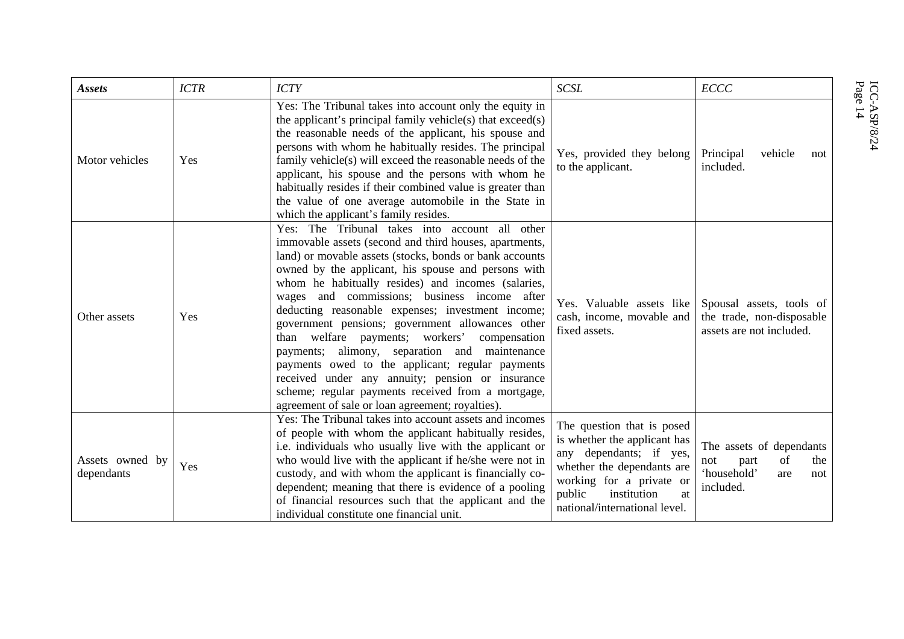| *Assets* | *ICTR* | *ICTY* | *SCSL* | *ECCC* |
|---|---|---|---|---|
| Motor vehicles | Yes | Yes: The Tribunal takes into account only the equity in the applicant's principal family vehicle(s) that exceed(s) the reasonable needs of the applicant, his spouse and persons with whom he habitually resides. The principal family vehicle(s) will exceed the reasonable needs of the applicant, his spouse and the persons with whom he habitually resides if their combined value is greater than the value of one average automobile in the State in which the applicant's family resides. | Yes, provided they belong to the applicant. | Principal vehicle not included. |
| Other assets | Yes | Yes: The Tribunal takes into account all other immovable assets (second and third houses, apartments, land) or movable assets (stocks, bonds or bank accounts owned by the applicant, his spouse and persons with whom he habitually resides) and incomes (salaries, wages and commissions; business income after deducting reasonable expenses; investment income; government pensions; government allowances other than welfare payments; workers' compensation payments; alimony, separation and maintenance payments owed to the applicant; regular payments received under any annuity; pension or insurance scheme; regular payments received from a mortgage, agreement of sale or loan agreement; royalties). | Yes. Valuable assets like cash, income, movable and fixed assets. | Spousal assets, tools of the trade, non-disposable assets are not included. |
| Assets owned by dependants | Yes | Yes: The Tribunal takes into account assets and incomes of people with whom the applicant habitually resides, i.e. individuals who usually live with the applicant or who would live with the applicant if he/she were not in custody, and with whom the applicant is financially co-dependent; meaning that there is evidence of a pooling of financial resources such that the applicant and the individual constitute one financial unit. | The question that is posed is whether the applicant has any dependants; if yes, whether the dependants are working for a private or public institution at national/international level. | The assets of dependants not part of the 'household' are not included. |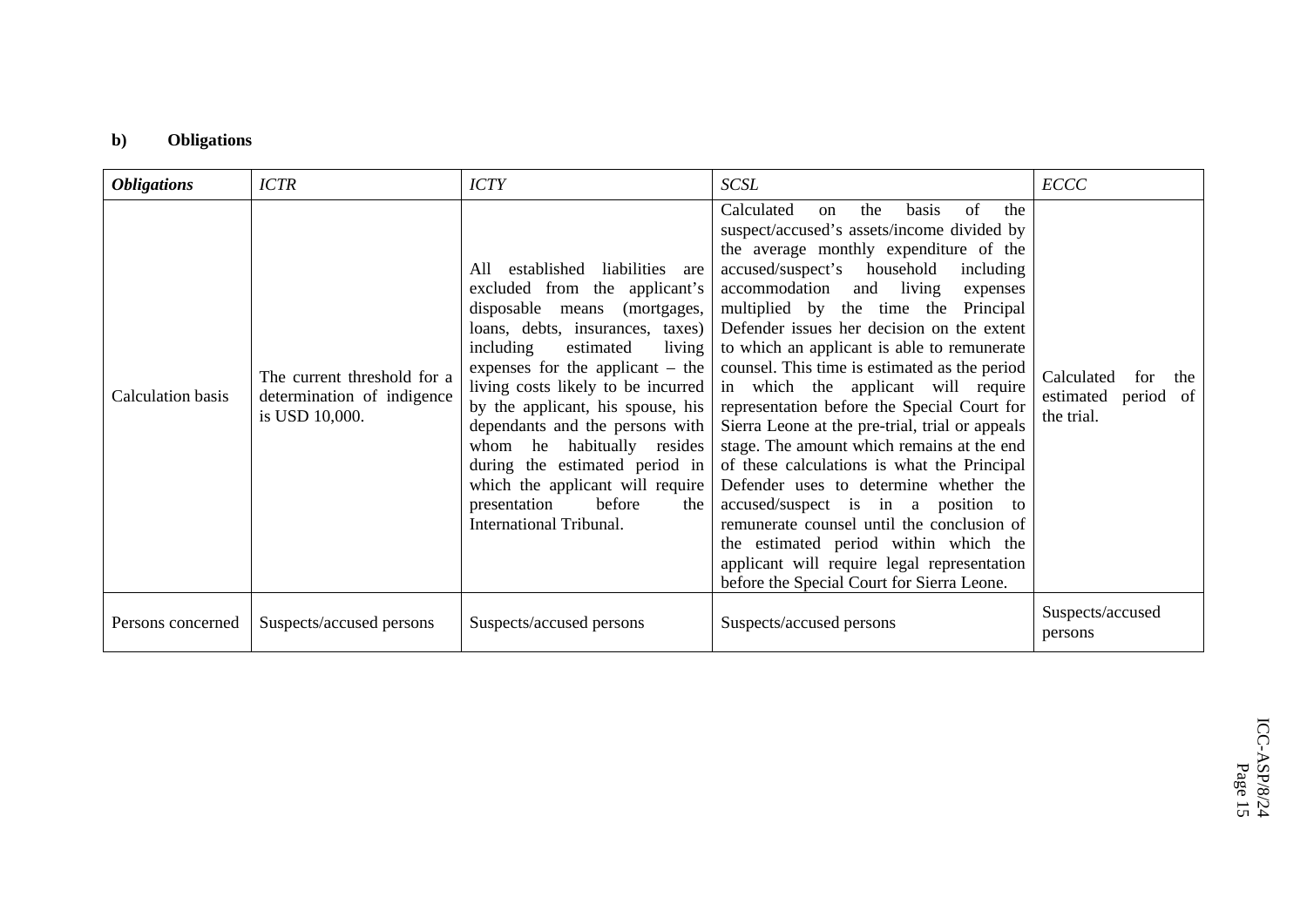### b) Obligations

| *Obligations* | *ICTR* | *ICTY* | *SCSL* | *ECCC* |
|---|---|---|---|---|
| Calculation basis | The current threshold for a determination of indigence is USD 10,000. | All established liabilities are excluded from the applicant's disposable means (mortgages, loans, debts, insurances, taxes) including estimated living expenses for the applicant – the living costs likely to be incurred by the applicant, his spouse, his dependants and the persons with whom he habitually resides during the estimated period in which the applicant will require presentation before the International Tribunal. | Calculated on the basis of the suspect/accused's assets/income divided by the average monthly expenditure of the accused/suspect's household including accommodation and living expenses multiplied by the time the Principal Defender issues her decision on the extent to which an applicant is able to remunerate counsel. This time is estimated as the period in which the applicant will require representation before the Special Court for Sierra Leone at the pre-trial, trial or appeals stage. The amount which remains at the end of these calculations is what the Principal Defender uses to determine whether the accused/suspect is in a position to remunerate counsel until the conclusion of the estimated period within which the applicant will require legal representation before the Special Court for Sierra Leone. | Calculated for the estimated period of the trial. |
| Persons concerned | Suspects/accused persons | Suspects/accused persons | Suspects/accused persons | Suspects/accused persons |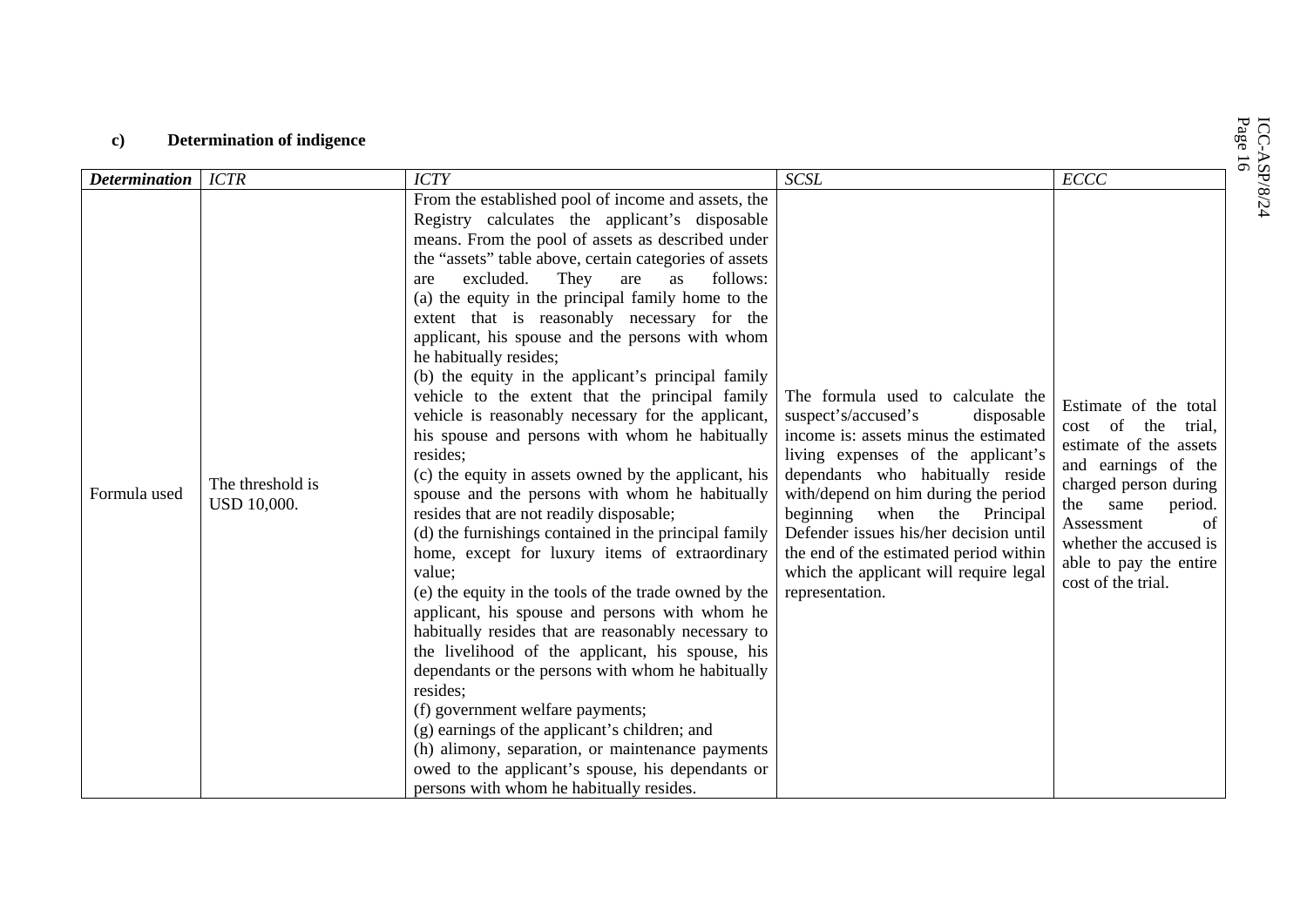**c) Determination of indigence**

| *Determination* | *ICTR* | *ICTY* | *SCSL* | *ECCC* |
|---|---|---|---|---|
| Formula used | The threshold is USD 10,000. | From the established pool of income and assets, the Registry calculates the applicant's disposable means. From the pool of assets as described under the "assets" table above, certain categories of assets are excluded. They are as follows:<br>(a) the equity in the principal family home to the extent that is reasonably necessary for the applicant, his spouse and the persons with whom he habitually resides;<br>(b) the equity in the applicant's principal family vehicle to the extent that the principal family vehicle is reasonably necessary for the applicant, his spouse and persons with whom he habitually resides;<br>(c) the equity in assets owned by the applicant, his spouse and the persons with whom he habitually resides that are not readily disposable;<br>(d) the furnishings contained in the principal family home, except for luxury items of extraordinary value;<br>(e) the equity in the tools of the trade owned by the applicant, his spouse and persons with whom he habitually resides that are reasonably necessary to the livelihood of the applicant, his spouse, his dependants or the persons with whom he habitually resides;<br>(f) government welfare payments;<br>(g) earnings of the applicant's children; and<br>(h) alimony, separation, or maintenance payments owed to the applicant's spouse, his dependants or persons with whom he habitually resides. | The formula used to calculate the suspect's/accused's disposable income is: assets minus the estimated living expenses of the applicant's dependants who habitually reside with/depend on him during the period beginning when the Principal Defender issues his/her decision until the end of the estimated period within which the applicant will require legal representation. | Estimate of the total cost of the trial, estimate of the assets and earnings of the charged person during the same period. Assessment of whether the accused is able to pay the entire cost of the trial. |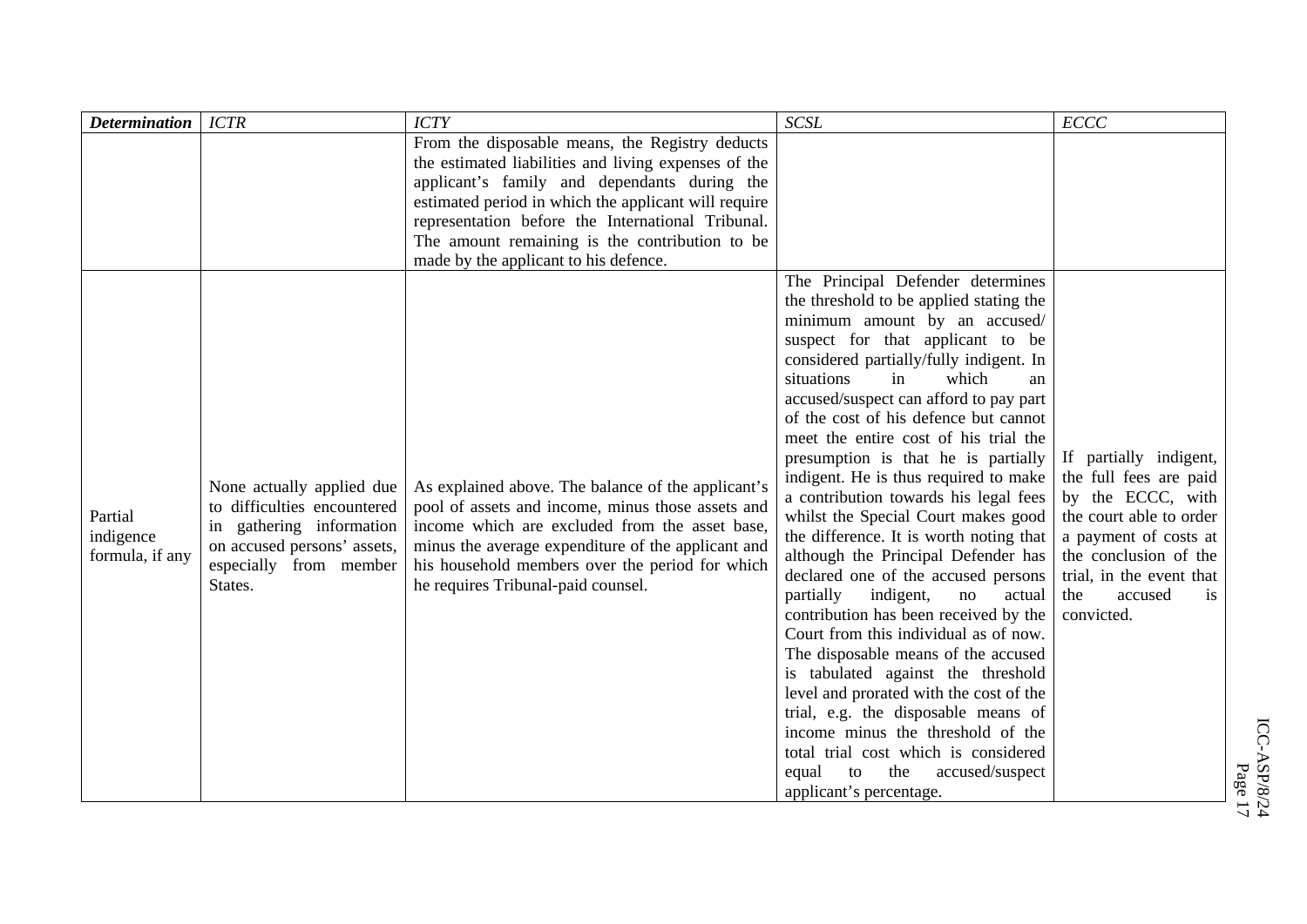| *Determination* | *ICTR* | *ICTY* | *SCSL* | *ECCC* |
|---|---|---|---|---|
| | | From the disposable means, the Registry deducts the estimated liabilities and living expenses of the applicant's family and dependants during the estimated period in which the applicant will require representation before the International Tribunal. The amount remaining is the contribution to be made by the applicant to his defence. | | |
| Partial indigence formula, if any | None actually applied due to difficulties encountered in gathering information on accused persons' assets, especially from member States. | As explained above. The balance of the applicant's pool of assets and income, minus those assets and income which are excluded from the asset base, minus the average expenditure of the applicant and his household members over the period for which he requires Tribunal-paid counsel. | The Principal Defender determines the threshold to be applied stating the minimum amount by an accused/ suspect for that applicant to be considered partially/fully indigent. In situations in which an accused/suspect can afford to pay part of the cost of his defence but cannot meet the entire cost of his trial the presumption is that he is partially indigent. He is thus required to make a contribution towards his legal fees whilst the Special Court makes good the difference. It is worth noting that although the Principal Defender has declared one of the accused persons partially indigent, no actual contribution has been received by the Court from this individual as of now. The disposable means of the accused is tabulated against the threshold level and prorated with the cost of the trial, e.g. the disposable means of income minus the threshold of the total trial cost which is considered equal to the accused/suspect applicant's percentage. | If partially indigent, the full fees are paid by the ECCC, with the court able to order a payment of costs at the conclusion of the trial, in the event that the accused is convicted. |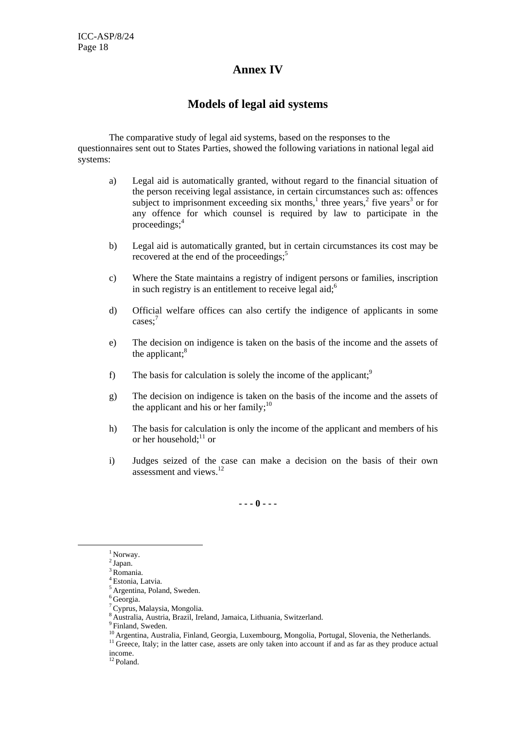# Annex IV

## Models of legal aid systems

The comparative study of legal aid systems, based on the responses to the questionnaires sent out to States Parties, showed the following variations in national legal aid systems:

a) Legal aid is automatically granted, without regard to the financial situation of the person receiving legal assistance, in certain circumstances such as: offences subject to imprisonment exceeding six months,[1] three years,[2] five years[3] or for any offence for which counsel is required by law to participate in the proceedings;[4]

b) Legal aid is automatically granted, but in certain circumstances its cost may be recovered at the end of the proceedings;[5]

c) Where the State maintains a registry of indigent persons or families, inscription in such registry is an entitlement to receive legal aid;[6]

d) Official welfare offices can also certify the indigence of applicants in some cases;[7]

e) The decision on indigence is taken on the basis of the income and the assets of the applicant;[8]

f) The basis for calculation is solely the income of the applicant;[9]

g) The decision on indigence is taken on the basis of the income and the assets of the applicant and his or her family;[10]

h) The basis for calculation is only the income of the applicant and members of his or her household;[11] or

i) Judges seized of the case can make a decision on the basis of their own assessment and views.[12]

- - - 0 - - -

---

[1] Norway.

[2] Japan.

[3] Romania.

[4] Estonia, Latvia.

[5] Argentina, Poland, Sweden.

[6] Georgia.

[7] Cyprus, Malaysia, Mongolia.

[8] Australia, Austria, Brazil, Ireland, Jamaica, Lithuania, Switzerland.

[9] Finland, Sweden.

[10] Argentina, Australia, Finland, Georgia, Luxembourg, Mongolia, Portugal, Slovenia, the Netherlands.

[11] Greece, Italy; in the latter case, assets are only taken into account if and as far as they produce actual income.

[12] Poland.